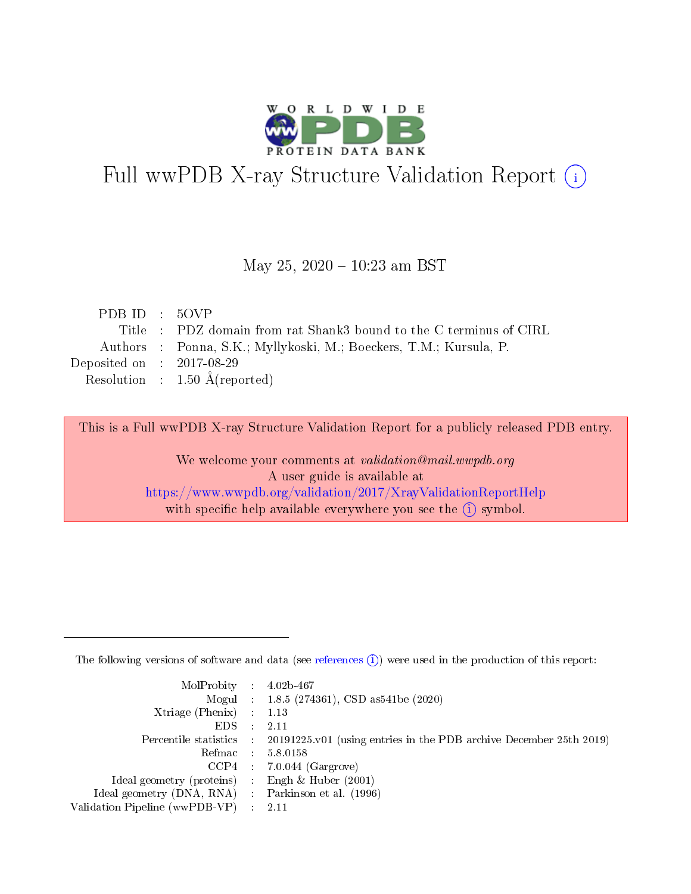# Full wwPDB X-ray Structure Validation Report (i)

May 25, 2020 – 10:23 am BST

| | | |
|---|---|---|
| PDB ID | : | 5OVP |
| Title | : | PDZ domain from rat Shank3 bound to the C terminus of CIRL |
| Authors | : | Ponna, S.K.; Myllykoski, M.; Boeckers, T.M.; Kursula, P. |
| Deposited on | : | 2017-08-29 |
| Resolution | : | 1.50 Å(reported) |

This is a Full wwPDB X-ray Structure Validation Report for a publicly released PDB entry.

We welcome your comments at *validation@mail.wwpdb.org*
A user guide is available at
https://www.wwpdb.org/validation/2017/XrayValidationReportHelp
with specific help available everywhere you see the (i) symbol.

---

The following versions of software and data (see references (i)) were used in the production of this report:

| | | |
|---|---|---|
| MolProbity | : | 4.02b-467 |
| Mogul | : | 1.8.5 (274361), CSD as541be (2020) |
| Xtriage (Phenix) | : | 1.13 |
| EDS | : | 2.11 |
| Percentile statistics | : | 20191225.v01 (using entries in the PDB archive December 25th 2019) |
| Refmac | : | 5.8.0158 |
| CCP4 | : | 7.0.044 (Gargrove) |
| Ideal geometry (proteins) | : | Engh & Huber (2001) |
| Ideal geometry (DNA, RNA) | : | Parkinson et al. (1996) |
| Validation Pipeline (wwPDB-VP) | : | 2.11 |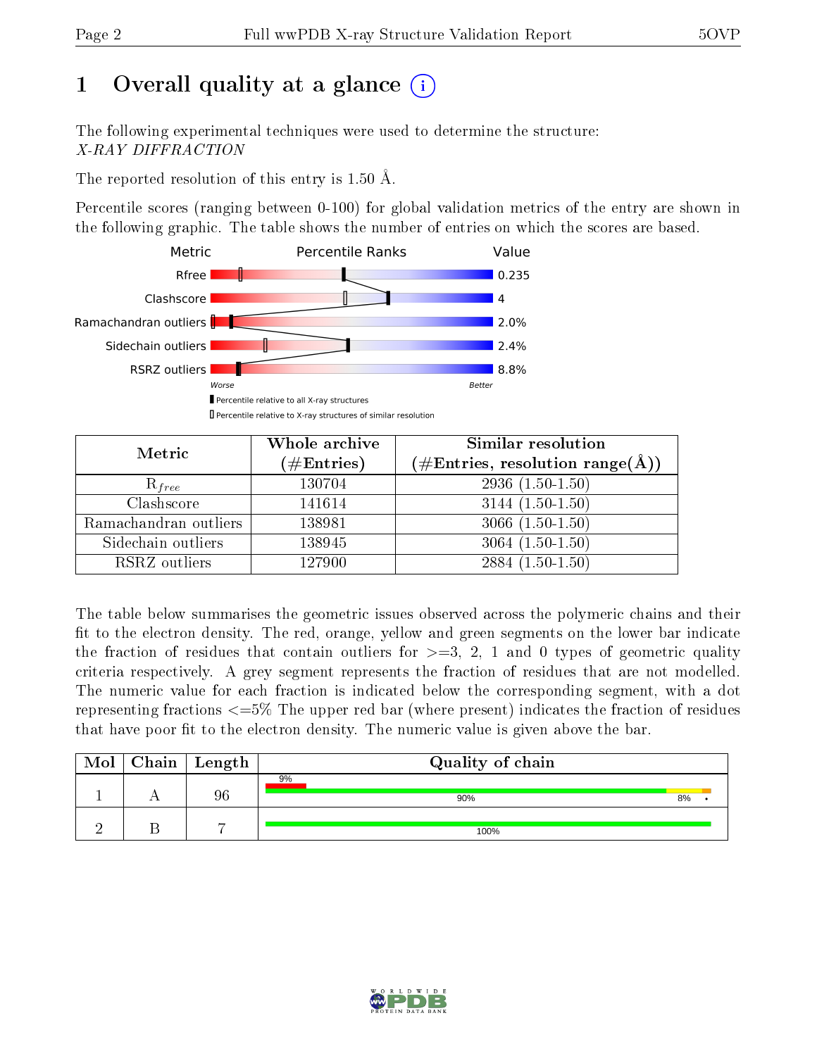# 1 Overall quality at a glance (i)

The following experimental techniques were used to determine the structure:
*X-RAY DIFFRACTION*

The reported resolution of this entry is 1.50 Å.

Percentile scores (ranging between 0-100) for global validation metrics of the entry are shown in the following graphic. The table shows the number of entries on which the scores are based.

| Metric | Value |
|---|---|
| Rfree | 0.235 |
| Clashscore | 4 |
| Ramachandran outliers | 2.0% |
| Sidechain outliers | 2.4% |
| RSRZ outliers | 8.8% |

Worse — Better

■ Percentile relative to all X-ray structures
□ Percentile relative to X-ray structures of similar resolution

| Metric | Whole archive (#Entries) | Similar resolution (#Entries, resolution range(Å)) |
|---|---|---|
| $R_{free}$ | 130704 | 2936 (1.50-1.50) |
| Clashscore | 141614 | 3144 (1.50-1.50) |
| Ramachandran outliers | 138981 | 3066 (1.50-1.50) |
| Sidechain outliers | 138945 | 3064 (1.50-1.50) |
| RSRZ outliers | 127900 | 2884 (1.50-1.50) |

The table below summarises the geometric issues observed across the polymeric chains and their fit to the electron density. The red, orange, yellow and green segments on the lower bar indicate the fraction of residues that contain outliers for >=3, 2, 1 and 0 types of geometric quality criteria respectively. A grey segment represents the fraction of residues that are not modelled. The numeric value for each fraction is indicated below the corresponding segment, with a dot representing fractions <=5% The upper red bar (where present) indicates the fraction of residues that have poor fit to the electron density. The numeric value is given above the bar.

| Mol | Chain | Length | Quality of chain |
|---|---|---|---|
| 1 | A | 96 | 9% (poor fit); 90%, 8%, • |
| 2 | B | 7 | 100% |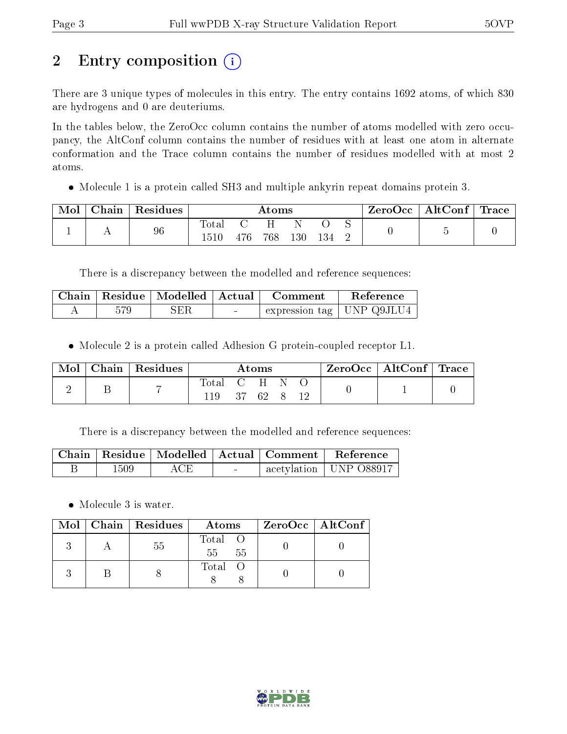# 2 Entry composition (i)

There are 3 unique types of molecules in this entry. The entry contains 1692 atoms, of which 830 are hydrogens and 0 are deuteriums.

In the tables below, the ZeroOcc column contains the number of atoms modelled with zero occupancy, the AltConf column contains the number of residues with at least one atom in alternate conformation and the Trace column contains the number of residues modelled with at most 2 atoms.

- Molecule 1 is a protein called SH3 and multiple ankyrin repeat domains protein 3.

| Mol | Chain | Residues | Atoms | | | | | | ZeroOcc | AltConf | Trace |
|---|---|---|---|---|---|---|---|---|---|---|---|
| 1 | A | 96 | Total | C | H | N | O | S | 0 | 5 | 0 |
| | | | 1510 | 476 | 768 | 130 | 134 | 2 | | | |

There is a discrepancy between the modelled and reference sequences:

| Chain | Residue | Modelled | Actual | Comment | Reference |
|---|---|---|---|---|---|
| A | 579 | SER | - | expression tag | UNP Q9JLU4 |

- Molecule 2 is a protein called Adhesion G protein-coupled receptor L1.

| Mol | Chain | Residues | Atoms | | | | | ZeroOcc | AltConf | Trace |
|---|---|---|---|---|---|---|---|---|---|---|
| 2 | B | 7 | Total | C | H | N | O | 0 | 1 | 0 |
| | | | 119 | 37 | 62 | 8 | 12 | | | |

There is a discrepancy between the modelled and reference sequences:

| Chain | Residue | Modelled | Actual | Comment | Reference |
|---|---|---|---|---|---|
| B | 1509 | ACE | - | acetylation | UNP O88917 |

- Molecule 3 is water.

| Mol | Chain | Residues | Atoms | | ZeroOcc | AltConf |
|---|---|---|---|---|---|---|
| 3 | A | 55 | Total | O | 0 | 0 |
| | | | 55 | 55 | | |
| 3 | B | 8 | Total | O | 0 | 0 |
| | | | 8 | 8 | | |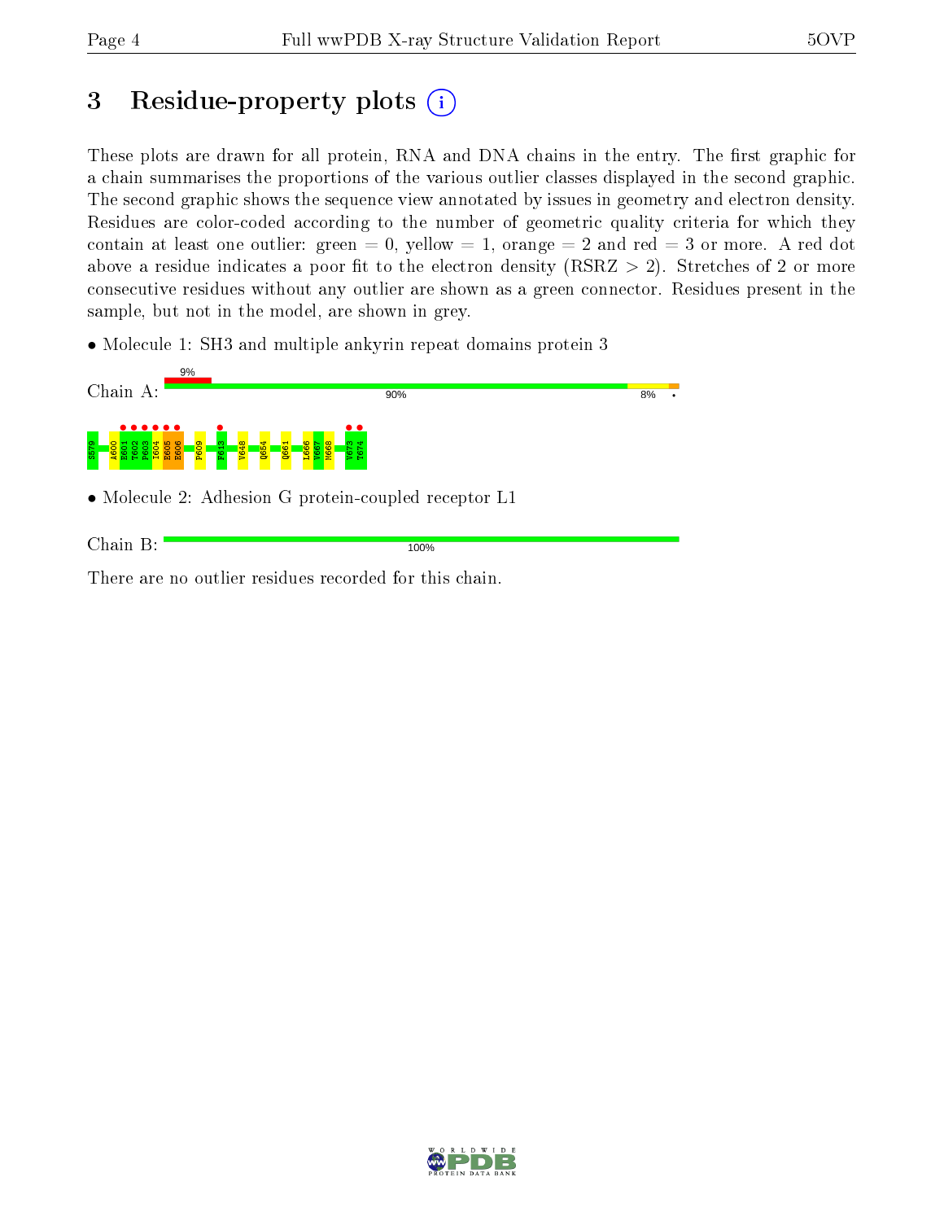# 3 Residue-property plots

These plots are drawn for all protein, RNA and DNA chains in the entry. The first graphic for a chain summarises the proportions of the various outlier classes displayed in the second graphic. The second graphic shows the sequence view annotated by issues in geometry and electron density. Residues are color-coded according to the number of geometric quality criteria for which they contain at least one outlier: green = 0, yellow = 1, orange = 2 and red = 3 or more. A red dot above a residue indicates a poor fit to the electron density (RSRZ > 2). Stretches of 2 or more consecutive residues without any outlier are shown as a green connector. Residues present in the sample, but not in the model, are shown in grey.

- Molecule 1: SH3 and multiple ankyrin repeat domains protein 3

Chain A: 9% | 90% | 8% | •

S579 A600 E601 T602 P603 I604 E605 E606 P609 F613 V648 Q654 Q661 L666 V667 M668 V673 T674

- Molecule 2: Adhesion G protein-coupled receptor L1

Chain B: 100%

There are no outlier residues recorded for this chain.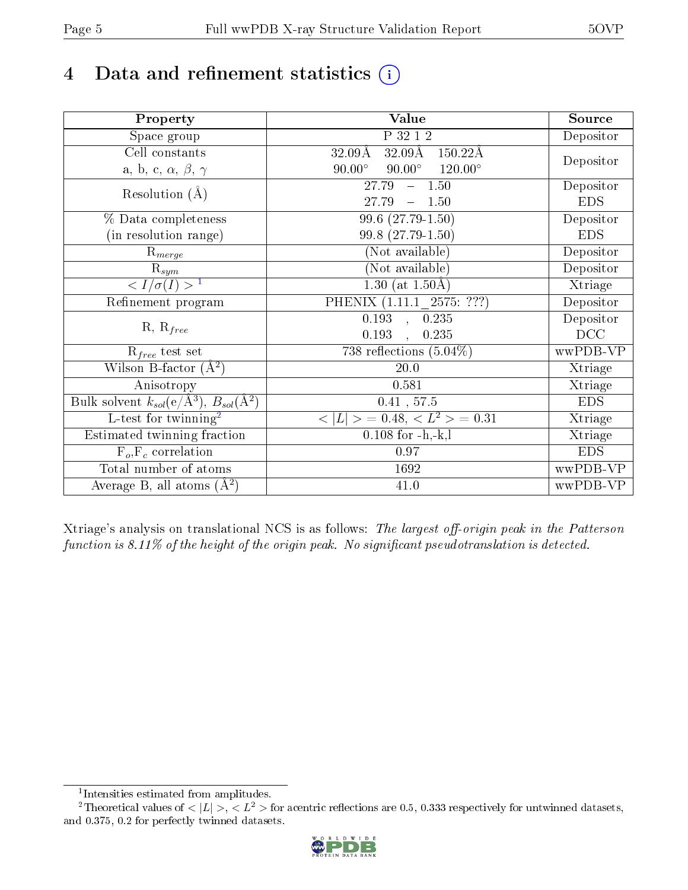# 4 Data and refinement statistics

| Property | Value | Source |
|---|---|---|
| Space group | P 32 1 2 | Depositor |
| Cell constants<br>a, b, c, $\alpha$, $\beta$, $\gamma$ | 32.09Å 32.09Å 150.22Å<br>90.00° 90.00° 120.00° | Depositor |
| Resolution (Å) | 27.79 – 1.50<br>27.79 – 1.50 | Depositor<br>EDS |
| % Data completeness<br>(in resolution range) | 99.6 (27.79-1.50)<br>99.8 (27.79-1.50) | Depositor<br>EDS |
| $R_{merge}$ | (Not available) | Depositor |
| $R_{sym}$ | (Not available) | Depositor |
| $< I/\sigma(I) >$ [1] | 1.30 (at 1.50Å) | Xtriage |
| Refinement program | PHENIX (1.11.1_2575: ???) | Depositor |
| R, $R_{free}$ | 0.193 , 0.235<br>0.193 , 0.235 | Depositor<br>DCC |
| $R_{free}$ test set | 738 reflections (5.04%) | wwPDB-VP |
| Wilson B-factor (Å$^2$) | 20.0 | Xtriage |
| Anisotropy | 0.581 | Xtriage |
| Bulk solvent $k_{sol}$(e/Å$^3$), $B_{sol}$(Å$^2$) | 0.41 , 57.5 | EDS |
| L-test for twinning[2] | $< \|L\| > = 0.48$, $< L^2 > = 0.31$ | Xtriage |
| Estimated twinning fraction | 0.108 for -h,-k,l | Xtriage |
| $F_o$,$F_c$ correlation | 0.97 | EDS |
| Total number of atoms | 1692 | wwPDB-VP |
| Average B, all atoms (Å$^2$) | 41.0 | wwPDB-VP |

Xtriage's analysis on translational NCS is as follows: *The largest off-origin peak in the Patterson function is 8.11% of the height of the origin peak. No significant pseudotranslation is detected.*

[1] Intensities estimated from amplitudes.

[2] Theoretical values of $< |L| >$, $< L^2 >$ for acentric reflections are 0.5, 0.333 respectively for untwinned datasets, and 0.375, 0.2 for perfectly twinned datasets.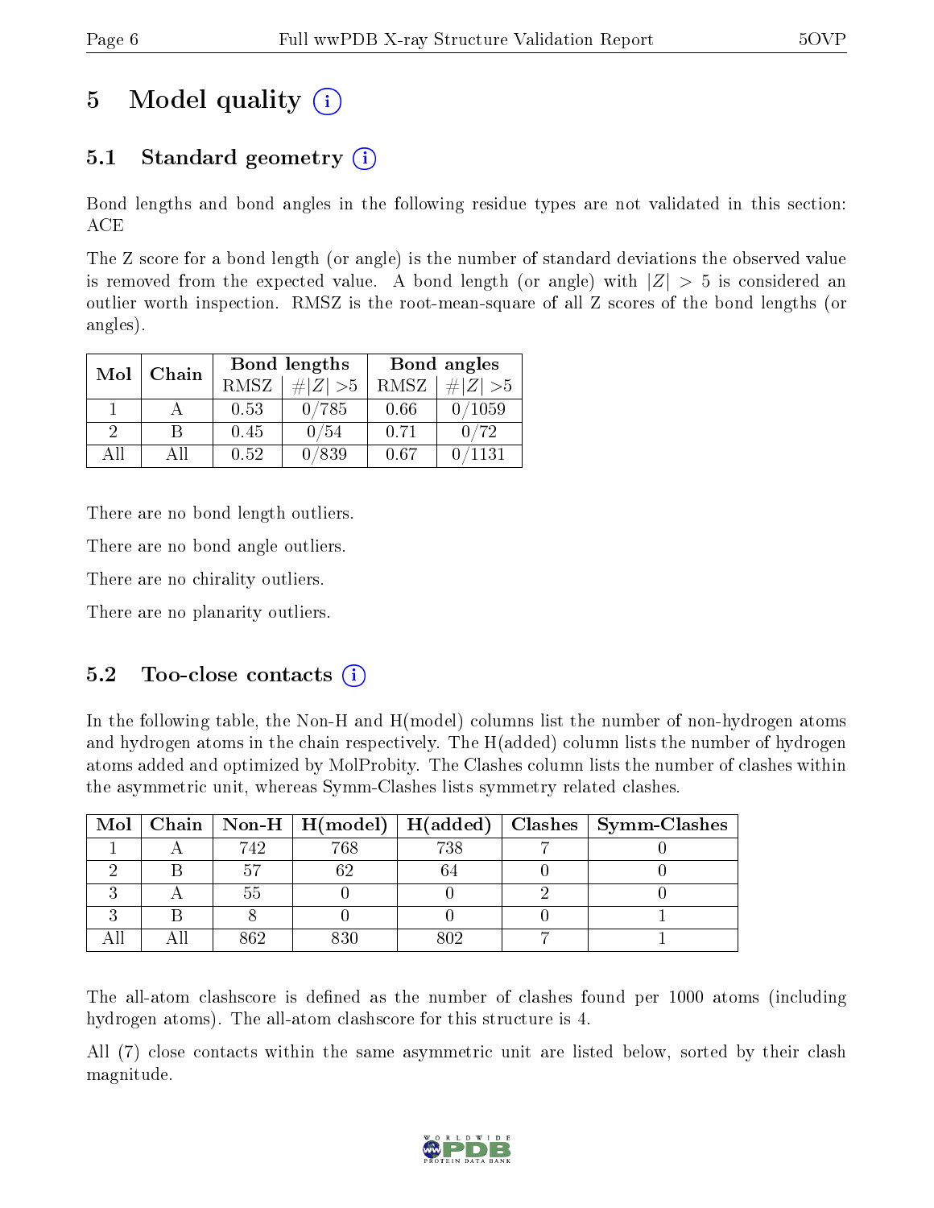# 5 Model quality

## 5.1 Standard geometry

Bond lengths and bond angles in the following residue types are not validated in this section: ACE

The Z score for a bond length (or angle) is the number of standard deviations the observed value is removed from the expected value. A bond length (or angle) with $|Z| > 5$ is considered an outlier worth inspection. RMSZ is the root-mean-square of all Z scores of the bond lengths (or angles).

| Mol | Chain | Bond lengths | | Bond angles | |
|---|---|---|---|---|---|
| | | RMSZ | $\#\|Z\| > 5$ | RMSZ | $\#\|Z\| > 5$ |
| 1 | A | 0.53 | 0/785 | 0.66 | 0/1059 |
| 2 | B | 0.45 | 0/54 | 0.71 | 0/72 |
| All | All | 0.52 | 0/839 | 0.67 | 0/1131 |

There are no bond length outliers.

There are no bond angle outliers.

There are no chirality outliers.

There are no planarity outliers.

## 5.2 Too-close contacts

In the following table, the Non-H and H(model) columns list the number of non-hydrogen atoms and hydrogen atoms in the chain respectively. The H(added) column lists the number of hydrogen atoms added and optimized by MolProbity. The Clashes column lists the number of clashes within the asymmetric unit, whereas Symm-Clashes lists symmetry related clashes.

| Mol | Chain | Non-H | H(model) | H(added) | Clashes | Symm-Clashes |
|---|---|---|---|---|---|---|
| 1 | A | 742 | 768 | 738 | 7 | 0 |
| 2 | B | 57 | 62 | 64 | 0 | 0 |
| 3 | A | 55 | 0 | 0 | 2 | 0 |
| 3 | B | 8 | 0 | 0 | 0 | 1 |
| All | All | 862 | 830 | 802 | 7 | 1 |

The all-atom clashscore is defined as the number of clashes found per 1000 atoms (including hydrogen atoms). The all-atom clashscore for this structure is 4.

All (7) close contacts within the same asymmetric unit are listed below, sorted by their clash magnitude.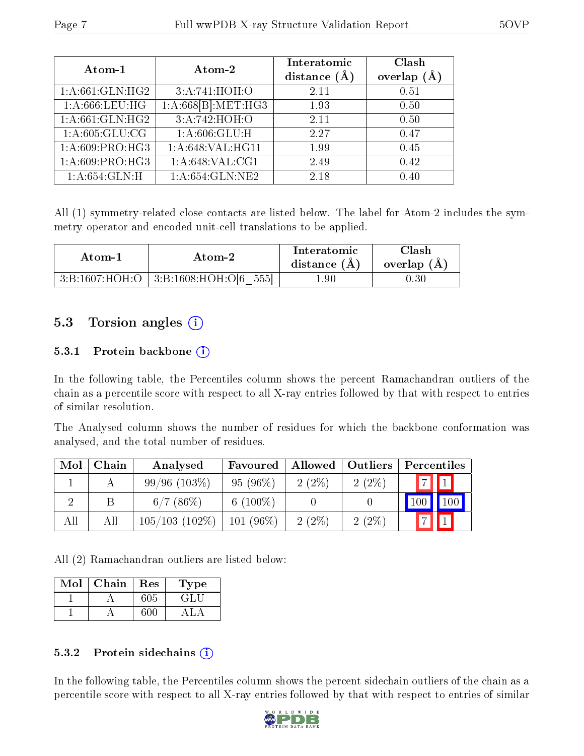| Atom-1 | Atom-2 | Interatomic distance (Å) | Clash overlap (Å) |
|---|---|---|---|
| 1:A:661:GLN:HG2 | 3:A:741:HOH:O | 2.11 | 0.51 |
| 1:A:666:LEU:HG | 1:A:668[B]:MET:HG3 | 1.93 | 0.50 |
| 1:A:661:GLN:HG2 | 3:A:742:HOH:O | 2.11 | 0.50 |
| 1:A:605:GLU:CG | 1:A:606:GLU:H | 2.27 | 0.47 |
| 1:A:609:PRO:HG3 | 1:A:648:VAL:HG11 | 1.99 | 0.45 |
| 1:A:609:PRO:HG3 | 1:A:648:VAL:CG1 | 2.49 | 0.42 |
| 1:A:654:GLN:H | 1:A:654:GLN:NE2 | 2.18 | 0.40 |

All (1) symmetry-related close contacts are listed below. The label for Atom-2 includes the symmetry operator and encoded unit-cell translations to be applied.

| Atom-1 | Atom-2 | Interatomic distance (Å) | Clash overlap (Å) |
|---|---|---|---|
| 3:B:1607:HOH:O | 3:B:1608:HOH:O[6_555] | 1.90 | 0.30 |

## 5.3 Torsion angles

### 5.3.1 Protein backbone

In the following table, the Percentiles column shows the percent Ramachandran outliers of the chain as a percentile score with respect to all X-ray entries followed by that with respect to entries of similar resolution.

The Analysed column shows the number of residues for which the backbone conformation was analysed, and the total number of residues.

| Mol | Chain | Analysed | Favoured | Allowed | Outliers | Percentiles | |
|---|---|---|---|---|---|---|---|
| 1 | A | 99/96 (103%) | 95 (96%) | 2 (2%) | 2 (2%) | 7 | 1 |
| 2 | B | 6/7 (86%) | 6 (100%) | 0 | 0 | 100 | 100 |
| All | All | 105/103 (102%) | 101 (96%) | 2 (2%) | 2 (2%) | 7 | 1 |

All (2) Ramachandran outliers are listed below:

| Mol | Chain | Res | Type |
|---|---|---|---|
| 1 | A | 605 | GLU |
| 1 | A | 600 | ALA |

### 5.3.2 Protein sidechains

In the following table, the Percentiles column shows the percent sidechain outliers of the chain as a percentile score with respect to all X-ray entries followed by that with respect to entries of similar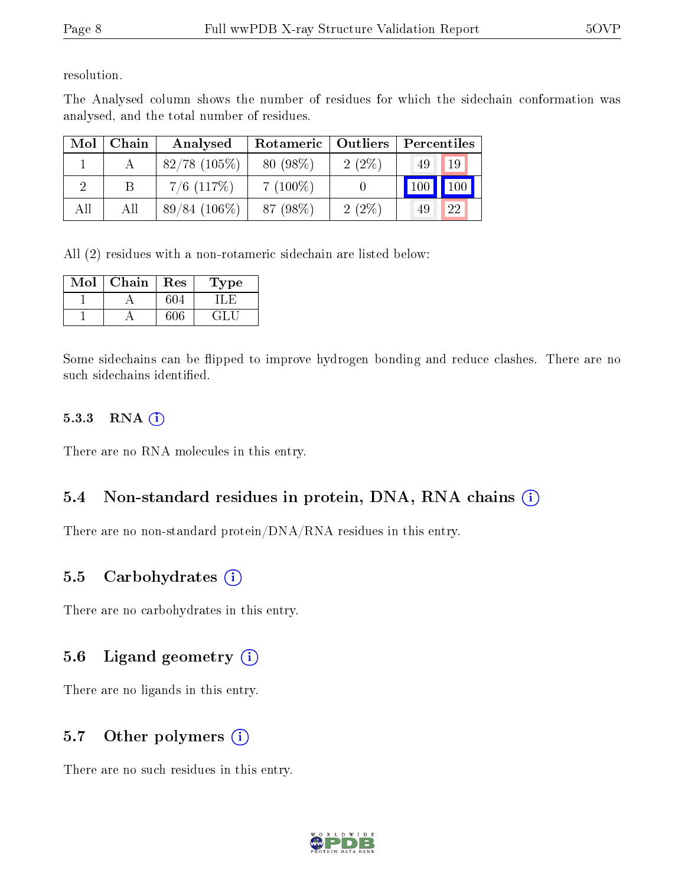resolution.

The Analysed column shows the number of residues for which the sidechain conformation was analysed, and the total number of residues.

| Mol | Chain | Analysed | Rotameric | Outliers | Percentiles | |
|---|---|---|---|---|---|---|
| 1 | A | 82/78 (105%) | 80 (98%) | 2 (2%) | 49 | 19 |
| 2 | B | 7/6 (117%) | 7 (100%) | 0 | 100 | 100 |
| All | All | 89/84 (106%) | 87 (98%) | 2 (2%) | 49 | 22 |

All (2) residues with a non-rotameric sidechain are listed below:

| Mol | Chain | Res | Type |
|---|---|---|---|
| 1 | A | 604 | ILE |
| 1 | A | 606 | GLU |

Some sidechains can be flipped to improve hydrogen bonding and reduce clashes. There are no such sidechains identified.

#### 5.3.3 RNA (i)

There are no RNA molecules in this entry.

### 5.4 Non-standard residues in protein, DNA, RNA chains (i)

There are no non-standard protein/DNA/RNA residues in this entry.

### 5.5 Carbohydrates (i)

There are no carbohydrates in this entry.

### 5.6 Ligand geometry (i)

There are no ligands in this entry.

### 5.7 Other polymers (i)

There are no such residues in this entry.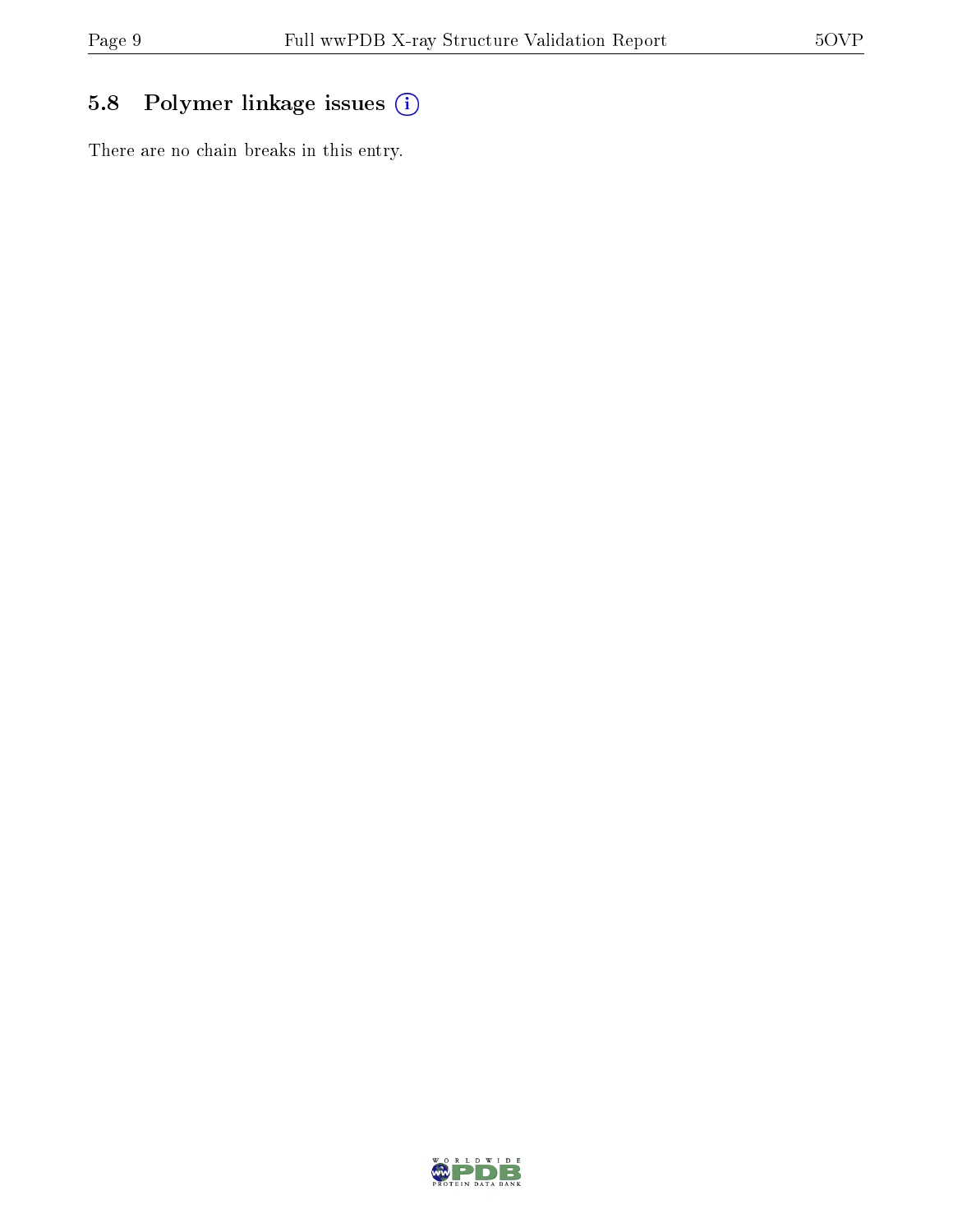### 5.8 Polymer linkage issues

There are no chain breaks in this entry.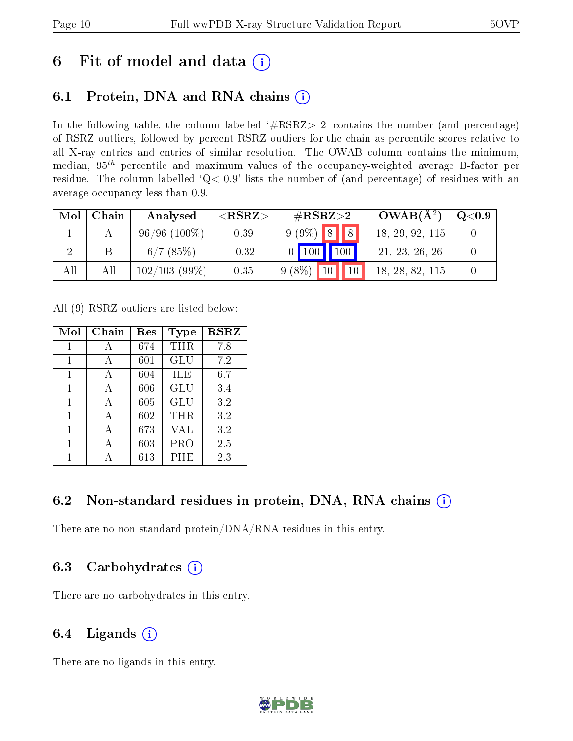# 6 Fit of model and data (i)

## 6.1 Protein, DNA and RNA chains (i)

In the following table, the column labelled '#RSRZ> 2' contains the number (and percentage) of RSRZ outliers, followed by percent RSRZ outliers for the chain as percentile scores relative to all X-ray entries and entries of similar resolution. The OWAB column contains the minimum, median, $95^{th}$ percentile and maximum values of the occupancy-weighted average B-factor per residue. The column labelled 'Q< 0.9' lists the number of (and percentage) of residues with an average occupancy less than 0.9.

| Mol | Chain | Analysed | <RSRZ> | #RSRZ>2 | OWAB(Å$^2$) | Q<0.9 |
|---|---|---|---|---|---|---|
| 1 | A | 96/96 (100%) | 0.39 | 9 (9%) 8 8 | 18, 29, 92, 115 | 0 |
| 2 | B | 6/7 (85%) | -0.32 | 0 100 100 | 21, 23, 26, 26 | 0 |
| All | All | 102/103 (99%) | 0.35 | 9 (8%) 10 10 | 18, 28, 82, 115 | 0 |

All (9) RSRZ outliers are listed below:

| Mol | Chain | Res | Type | RSRZ |
|---|---|---|---|---|
| 1 | A | 674 | THR | 7.8 |
| 1 | A | 601 | GLU | 7.2 |
| 1 | A | 604 | ILE | 6.7 |
| 1 | A | 606 | GLU | 3.4 |
| 1 | A | 605 | GLU | 3.2 |
| 1 | A | 602 | THR | 3.2 |
| 1 | A | 673 | VAL | 3.2 |
| 1 | A | 603 | PRO | 2.5 |
| 1 | A | 613 | PHE | 2.3 |

## 6.2 Non-standard residues in protein, DNA, RNA chains (i)

There are no non-standard protein/DNA/RNA residues in this entry.

## 6.3 Carbohydrates (i)

There are no carbohydrates in this entry.

## 6.4 Ligands (i)

There are no ligands in this entry.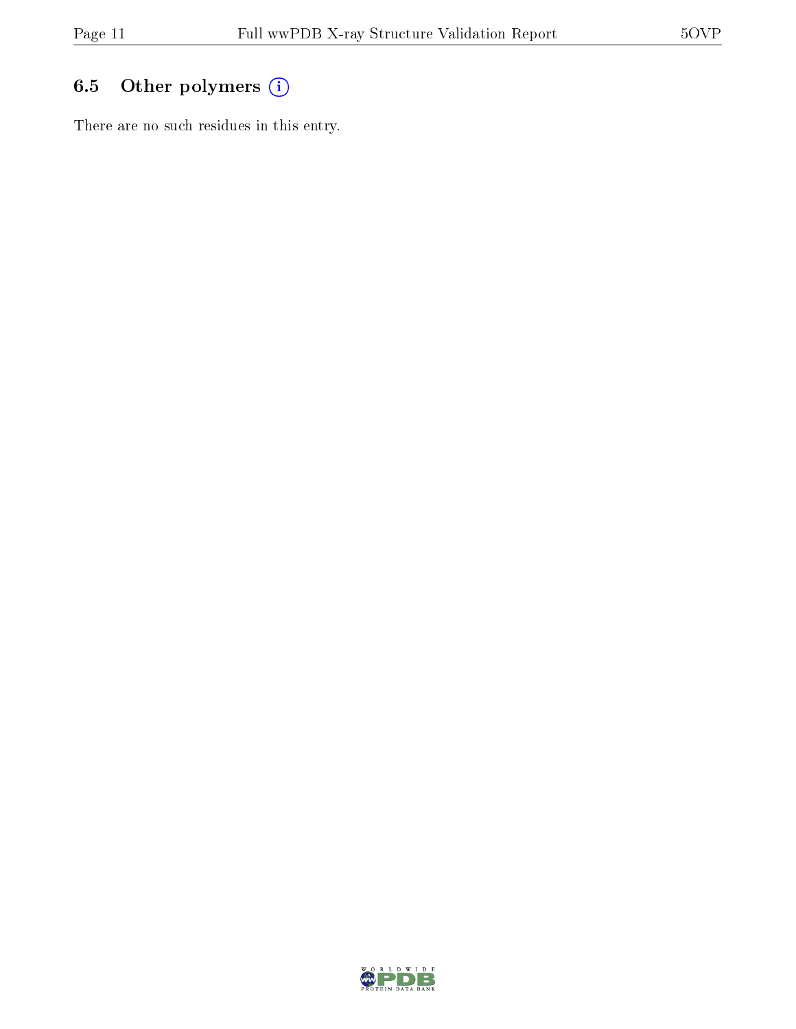### 6.5 Other polymers (i)

There are no such residues in this entry.